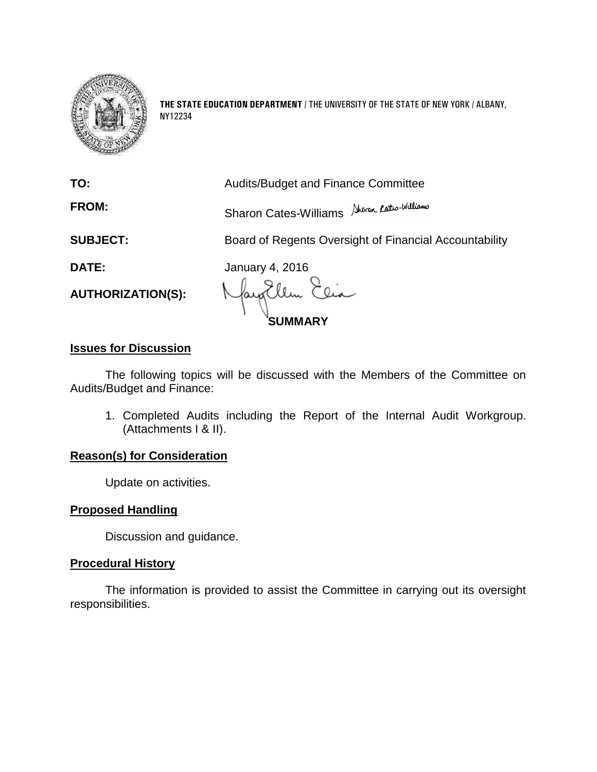**THE STATE EDUCATION DEPARTMENT** / THE UNIVERSITY OF THE STATE OF NEW YORK / ALBANY, NY12234

| | |
|---|---|
| **TO:** | Audits/Budget and Finance Committee |
| **FROM:** | Sharon Cates-Williams |
| **SUBJECT:** | Board of Regents Oversight of Financial Accountability |
| **DATE:** | January 4, 2016 |
| **AUTHORIZATION(S):** | |

**SUMMARY**

## Issues for Discussion

The following topics will be discussed with the Members of the Committee on Audits/Budget and Finance:

1. Completed Audits including the Report of the Internal Audit Workgroup. (Attachments I & II).

## Reason(s) for Consideration

Update on activities.

## Proposed Handling

Discussion and guidance.

## Procedural History

The information is provided to assist the Committee in carrying out its oversight responsibilities.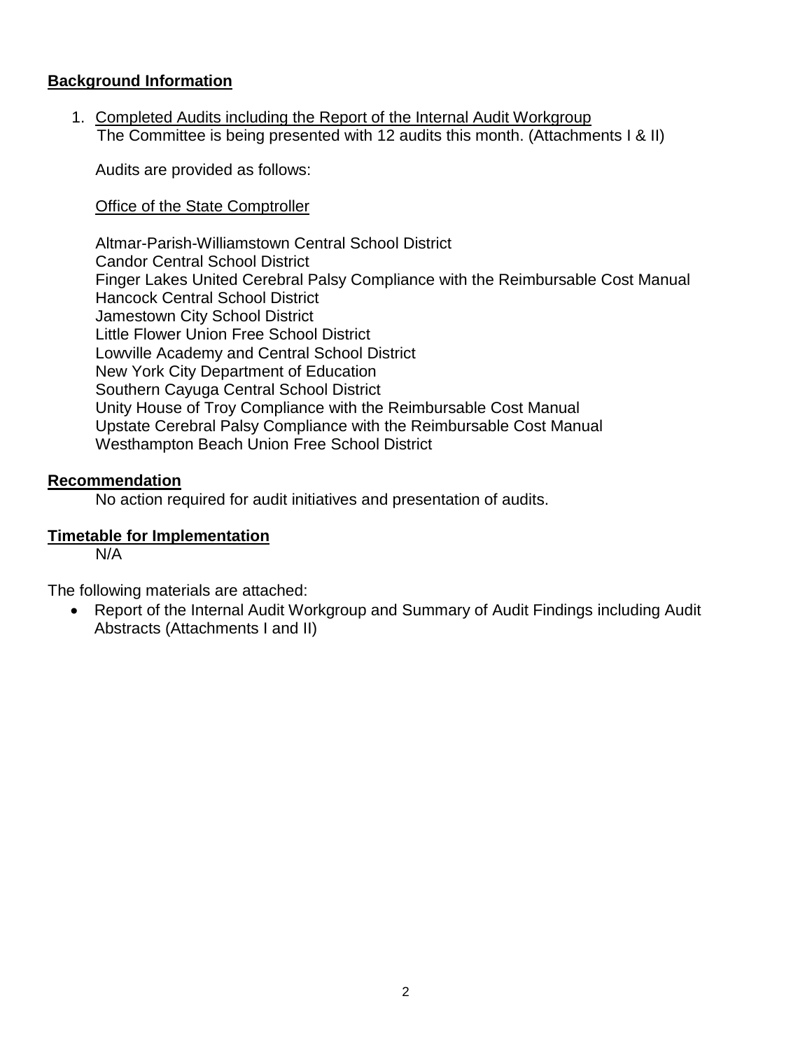## Background Information

1. Completed Audits including the Report of the Internal Audit Workgroup

   The Committee is being presented with 12 audits this month. (Attachments I & II)

   Audits are provided as follows:

   Office of the State Comptroller

   Altmar-Parish-Williamstown Central School District
   Candor Central School District
   Finger Lakes United Cerebral Palsy Compliance with the Reimbursable Cost Manual
   Hancock Central School District
   Jamestown City School District
   Little Flower Union Free School District
   Lowville Academy and Central School District
   New York City Department of Education
   Southern Cayuga Central School District
   Unity House of Troy Compliance with the Reimbursable Cost Manual
   Upstate Cerebral Palsy Compliance with the Reimbursable Cost Manual
   Westhampton Beach Union Free School District

## Recommendation

No action required for audit initiatives and presentation of audits.

## Timetable for Implementation

N/A

The following materials are attached:

- Report of the Internal Audit Workgroup and Summary of Audit Findings including Audit Abstracts (Attachments I and II)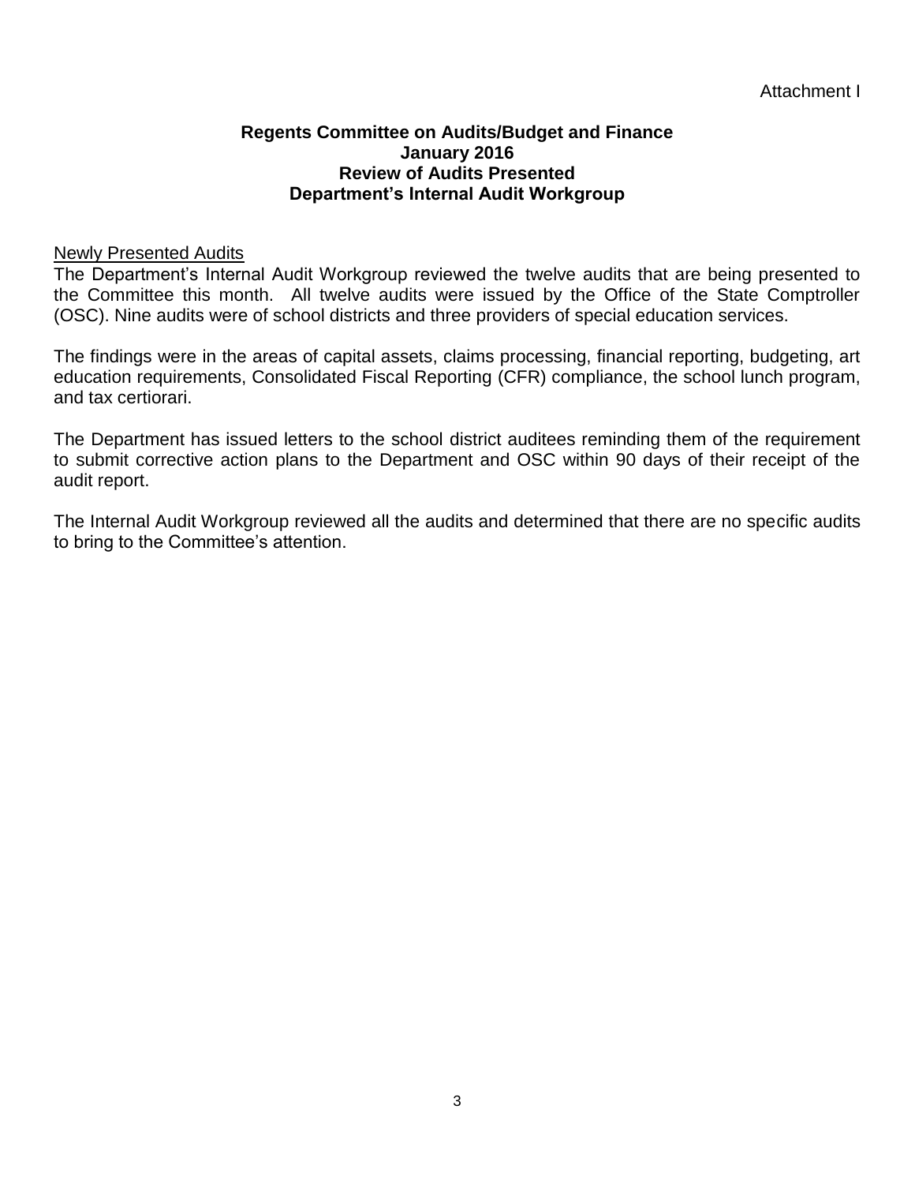Attachment I

**Regents Committee on Audits/Budget and Finance**
**January 2016**
**Review of Audits Presented**
**Department's Internal Audit Workgroup**

Newly Presented Audits

The Department's Internal Audit Workgroup reviewed the twelve audits that are being presented to the Committee this month. All twelve audits were issued by the Office of the State Comptroller (OSC). Nine audits were of school districts and three providers of special education services.

The findings were in the areas of capital assets, claims processing, financial reporting, budgeting, art education requirements, Consolidated Fiscal Reporting (CFR) compliance, the school lunch program, and tax certiorari.

The Department has issued letters to the school district auditees reminding them of the requirement to submit corrective action plans to the Department and OSC within 90 days of their receipt of the audit report.

The Internal Audit Workgroup reviewed all the audits and determined that there are no specific audits to bring to the Committee's attention.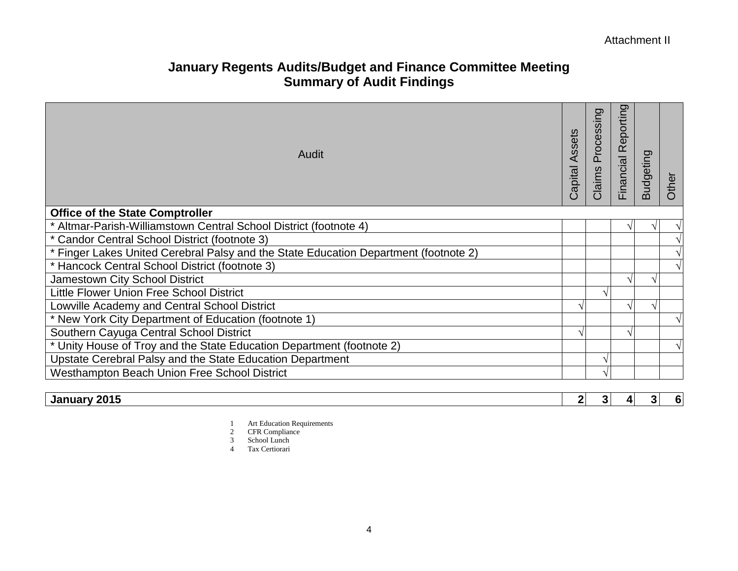Attachment II

# January Regents Audits/Budget and Finance Committee Meeting
## Summary of Audit Findings

| Audit | Capital Assets | Claims Processing | Financial Reporting | Budgeting | Other |
|---|---|---|---|---|---|
| **Office of the State Comptroller** | | | | | |
| * Altmar-Parish-Williamstown Central School District (footnote 4) | | | √ | √ | √ |
| * Candor Central School District (footnote 3) | | | | | √ |
| * Finger Lakes United Cerebral Palsy and the State Education Department (footnote 2) | | | | | √ |
| * Hancock Central School District (footnote 3) | | | | | √ |
| Jamestown City School District | | | √ | √ | |
| Little Flower Union Free School District | | √ | | | |
| Lowville Academy and Central School District | √ | | √ | √ | |
| * New York City Department of Education (footnote 1) | | | | | √ |
| Southern Cayuga Central School District | √ | | √ | | |
| * Unity House of Troy and the State Education Department (footnote 2) | | | | | √ |
| Upstate Cerebral Palsy and the State Education Department | | √ | | | |
| Westhampton Beach Union Free School District | | √ | | | |
| **January 2015** | **2** | **3** | **4** | **3** | **6** |

1 Art Education Requirements
2 CFR Compliance
3 School Lunch
4 Tax Certiorari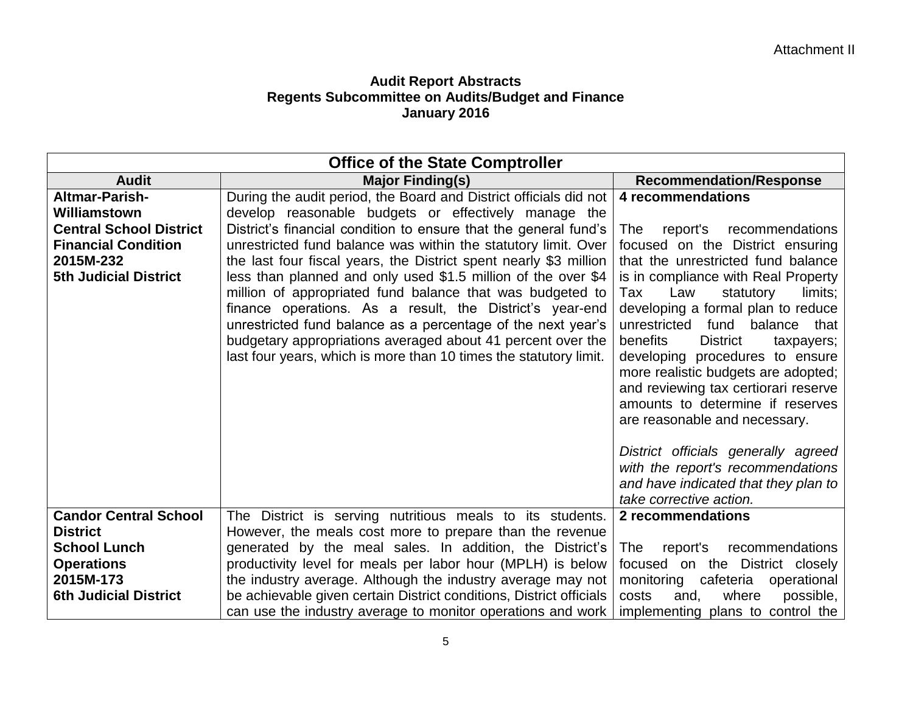Attachment II

**Audit Report Abstracts**
**Regents Subcommittee on Audits/Budget and Finance**
**January 2016**

| Office of the State Comptroller | | |
|---|---|---|
| **Audit** | **Major Finding(s)** | **Recommendation/Response** |
| **Altmar-Parish-Williamstown Central School District Financial Condition 2015M-232 5th Judicial District** | During the audit period, the Board and District officials did not develop reasonable budgets or effectively manage the District's financial condition to ensure that the general fund's unrestricted fund balance was within the statutory limit. Over the last four fiscal years, the District spent nearly $3 million less than planned and only used $1.5 million of the over $4 million of appropriated fund balance that was budgeted to finance operations. As a result, the District's year-end unrestricted fund balance as a percentage of the next year's budgetary appropriations averaged about 41 percent over the last four years, which is more than 10 times the statutory limit. | **4 recommendations**<br><br>The report's recommendations focused on the District ensuring that the unrestricted fund balance is in compliance with Real Property Tax Law statutory limits; developing a formal plan to reduce unrestricted fund balance that benefits District taxpayers; developing procedures to ensure more realistic budgets are adopted; and reviewing tax certiorari reserve amounts to determine if reserves are reasonable and necessary.<br><br>*District officials generally agreed with the report's recommendations and have indicated that they plan to take corrective action.* |
| **Candor Central School District School Lunch Operations 2015M-173 6th Judicial District** | The District is serving nutritious meals to its students. However, the meals cost more to prepare than the revenue generated by the meal sales. In addition, the District's productivity level for meals per labor hour (MPLH) is below the industry average. Although the industry average may not be achievable given certain District conditions, District officials can use the industry average to monitor operations and work | **2 recommendations**<br><br>The report's recommendations focused on the District closely monitoring cafeteria operational costs and, where possible, implementing plans to control the |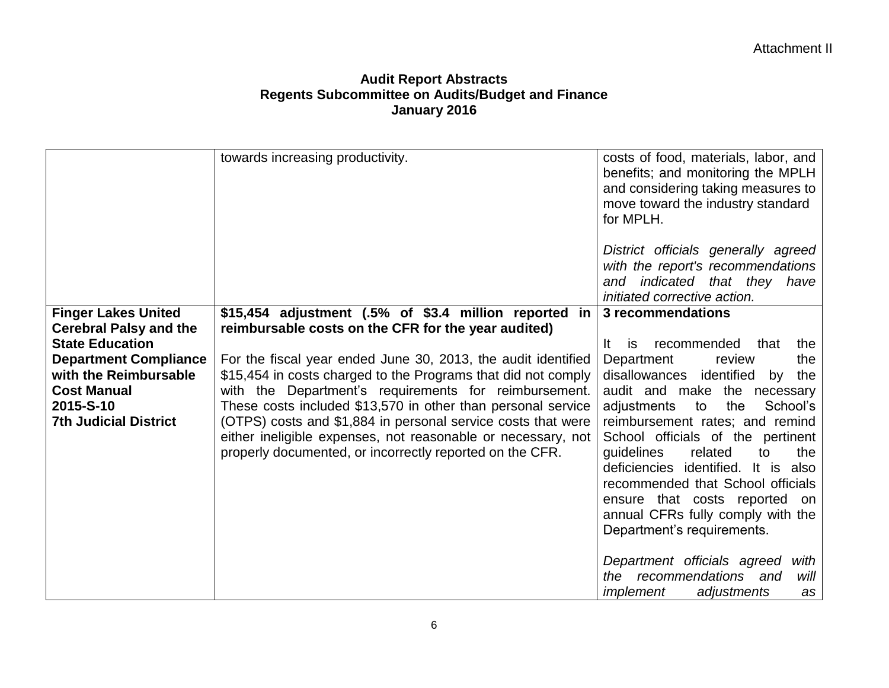Attachment II

**Audit Report Abstracts**
**Regents Subcommittee on Audits/Budget and Finance**
**January 2016**

| | | |
|---|---|---|
| | towards increasing productivity. | costs of food, materials, labor, and benefits; and monitoring the MPLH and considering taking measures to move toward the industry standard for MPLH.<br><br>*District officials generally agreed with the report's recommendations and indicated that they have initiated corrective action.* |
| **Finger Lakes United Cerebral Palsy and the State Education Department Compliance with the Reimbursable Cost Manual**<br>**2015-S-10**<br>**7th Judicial District** | **$15,454 adjustment (.5% of $3.4 million reported in reimbursable costs on the CFR for the year audited)**<br><br>For the fiscal year ended June 30, 2013, the audit identified $15,454 in costs charged to the Programs that did not comply with the Department's requirements for reimbursement. These costs included $13,570 in other than personal service (OTPS) costs and $1,884 in personal service costs that were either ineligible expenses, not reasonable or necessary, not properly documented, or incorrectly reported on the CFR. | **3 recommendations**<br><br>It is recommended that the Department review the disallowances identified by the audit and make the necessary adjustments to the School's reimbursement rates; and remind School officials of the pertinent guidelines related to the deficiencies identified. It is also recommended that School officials ensure that costs reported on annual CFRs fully comply with the Department's requirements.<br><br>*Department officials agreed with the recommendations and will implement adjustments as* |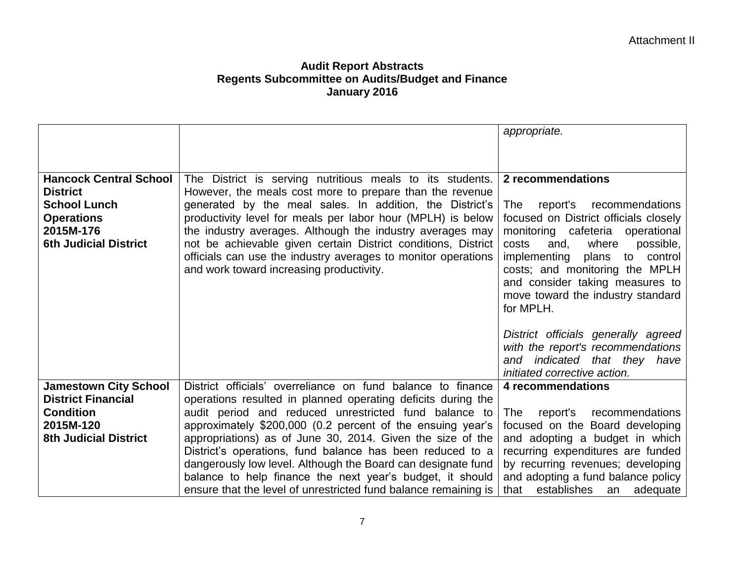Attachment II

**Audit Report Abstracts**
**Regents Subcommittee on Audits/Budget and Finance**
**January 2016**

| | | |
|---|---|---|
| | | *appropriate.* |
| **Hancock Central School District School Lunch Operations 2015M-176 6th Judicial District** | The District is serving nutritious meals to its students. However, the meals cost more to prepare than the revenue generated by the meal sales. In addition, the District's productivity level for meals per labor hour (MPLH) is below the industry averages. Although the industry averages may not be achievable given certain District conditions, District officials can use the industry averages to monitor operations and work toward increasing productivity. | **2 recommendations**<br><br>The report's recommendations focused on District officials closely monitoring cafeteria operational costs and, where possible, implementing plans to control costs; and monitoring the MPLH and consider taking measures to move toward the industry standard for MPLH.<br><br>*District officials generally agreed with the report's recommendations and indicated that they have initiated corrective action.* |
| **Jamestown City School District Financial Condition 2015M-120 8th Judicial District** | District officials' overreliance on fund balance to finance operations resulted in planned operating deficits during the audit period and reduced unrestricted fund balance to approximately $200,000 (0.2 percent of the ensuing year's appropriations) as of June 30, 2014. Given the size of the District's operations, fund balance has been reduced to a dangerously low level. Although the Board can designate fund balance to help finance the next year's budget, it should ensure that the level of unrestricted fund balance remaining is | **4 recommendations**<br><br>The report's recommendations focused on the Board developing and adopting a budget in which recurring expenditures are funded by recurring revenues; developing and adopting a fund balance policy that establishes an adequate |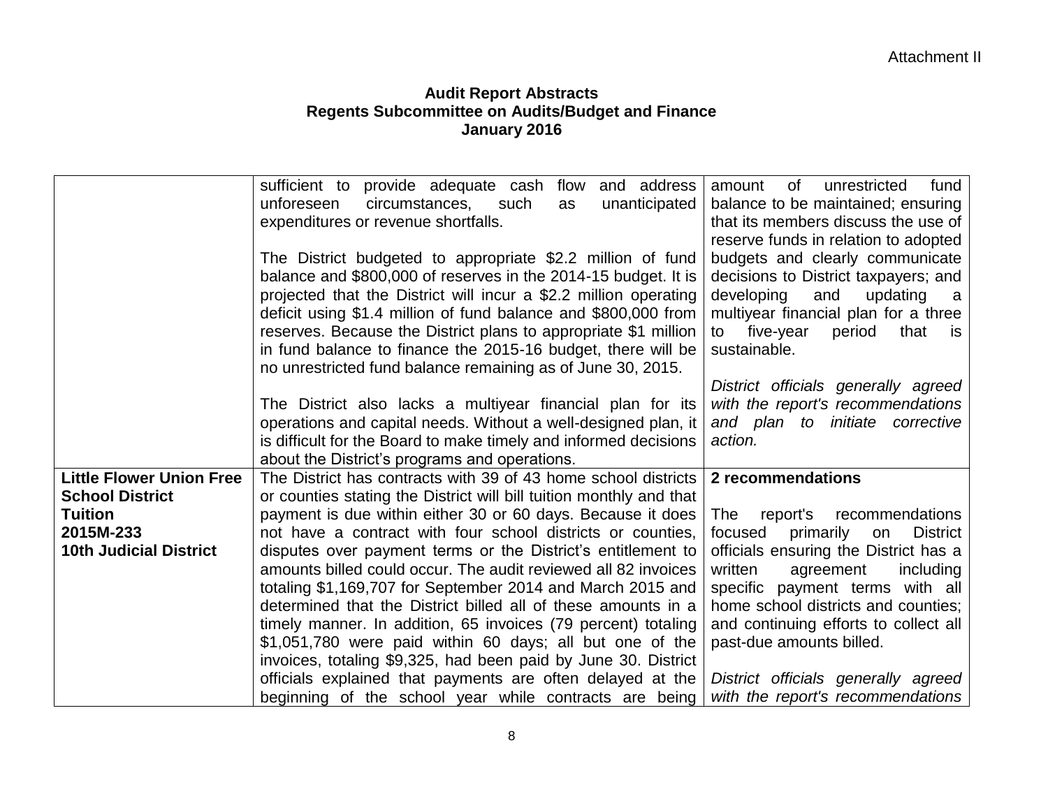Attachment II

**Audit Report Abstracts**
**Regents Subcommittee on Audits/Budget and Finance**
**January 2016**

| | | |
|---|---|---|
| | sufficient to provide adequate cash flow and address unforeseen circumstances, such as unanticipated expenditures or revenue shortfalls.<br><br>The District budgeted to appropriate $2.2 million of fund balance and $800,000 of reserves in the 2014-15 budget. It is projected that the District will incur a $2.2 million operating deficit using $1.4 million of fund balance and $800,000 from reserves. Because the District plans to appropriate $1 million in fund balance to finance the 2015-16 budget, there will be no unrestricted fund balance remaining as of June 30, 2015.<br><br>The District also lacks a multiyear financial plan for its operations and capital needs. Without a well-designed plan, it is difficult for the Board to make timely and informed decisions about the District's programs and operations. | amount of unrestricted fund balance to be maintained; ensuring that its members discuss the use of reserve funds in relation to adopted budgets and clearly communicate decisions to District taxpayers; and developing and updating a multiyear financial plan for a three to five-year period that is sustainable.<br><br>*District officials generally agreed with the report's recommendations and plan to initiate corrective action.* |
| **Little Flower Union Free School District**<br>**Tuition**<br>**2015M-233**<br>**10th Judicial District** | The District has contracts with 39 of 43 home school districts or counties stating the District will bill tuition monthly and that payment is due within either 30 or 60 days. Because it does not have a contract with four school districts or counties, disputes over payment terms or the District's entitlement to amounts billed could occur. The audit reviewed all 82 invoices totaling $1,169,707 for September 2014 and March 2015 and determined that the District billed all of these amounts in a timely manner. In addition, 65 invoices (79 percent) totaling $1,051,780 were paid within 60 days; all but one of the invoices, totaling $9,325, had been paid by June 30. District officials explained that payments are often delayed at the beginning of the school year while contracts are being | **2 recommendations**<br><br>The report's recommendations focused primarily on District officials ensuring the District has a written agreement including specific payment terms with all home school districts and counties; and continuing efforts to collect all past-due amounts billed.<br><br>*District officials generally agreed with the report's recommendations* |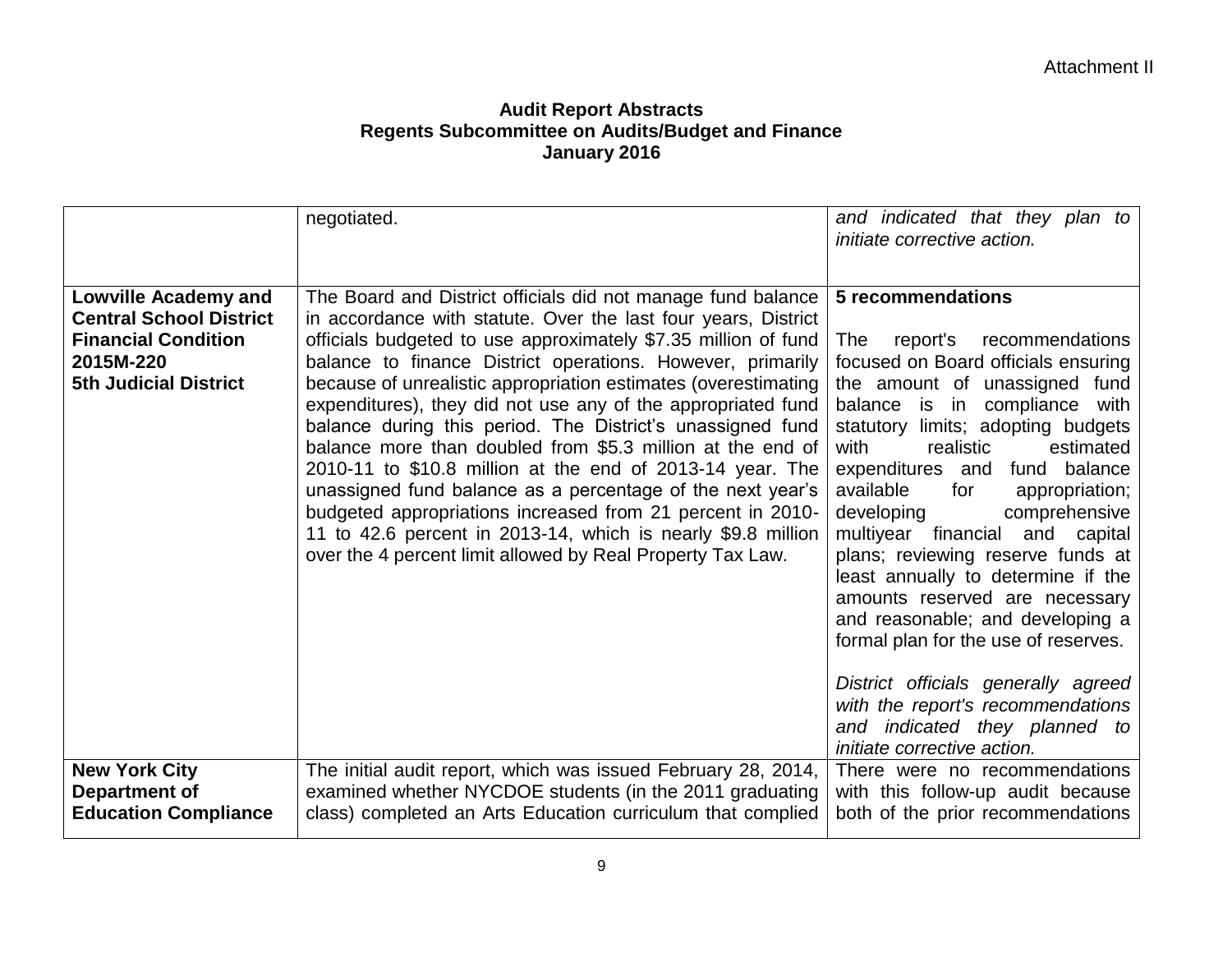Attachment II

**Audit Report Abstracts**
**Regents Subcommittee on Audits/Budget and Finance**
**January 2016**

| | | |
|---|---|---|
| | negotiated. | *and indicated that they plan to initiate corrective action.* |
| **Lowville Academy and Central School District Financial Condition 2015M-220 5th Judicial District** | The Board and District officials did not manage fund balance in accordance with statute. Over the last four years, District officials budgeted to use approximately $7.35 million of fund balance to finance District operations. However, primarily because of unrealistic appropriation estimates (overestimating expenditures), they did not use any of the appropriated fund balance during this period. The District's unassigned fund balance more than doubled from $5.3 million at the end of 2010-11 to $10.8 million at the end of 2013-14 year. The unassigned fund balance as a percentage of the next year's budgeted appropriations increased from 21 percent in 2010-11 to 42.6 percent in 2013-14, which is nearly $9.8 million over the 4 percent limit allowed by Real Property Tax Law. | **5 recommendations**<br><br>The report's recommendations focused on Board officials ensuring the amount of unassigned fund balance is in compliance with statutory limits; adopting budgets with realistic estimated expenditures and fund balance available for appropriation; developing comprehensive multiyear financial and capital plans; reviewing reserve funds at least annually to determine if the amounts reserved are necessary and reasonable; and developing a formal plan for the use of reserves.<br><br>*District officials generally agreed with the report's recommendations and indicated they planned to initiate corrective action.* |
| **New York City Department of Education Compliance** | The initial audit report, which was issued February 28, 2014, examined whether NYCDOE students (in the 2011 graduating class) completed an Arts Education curriculum that complied | There were no recommendations with this follow-up audit because both of the prior recommendations |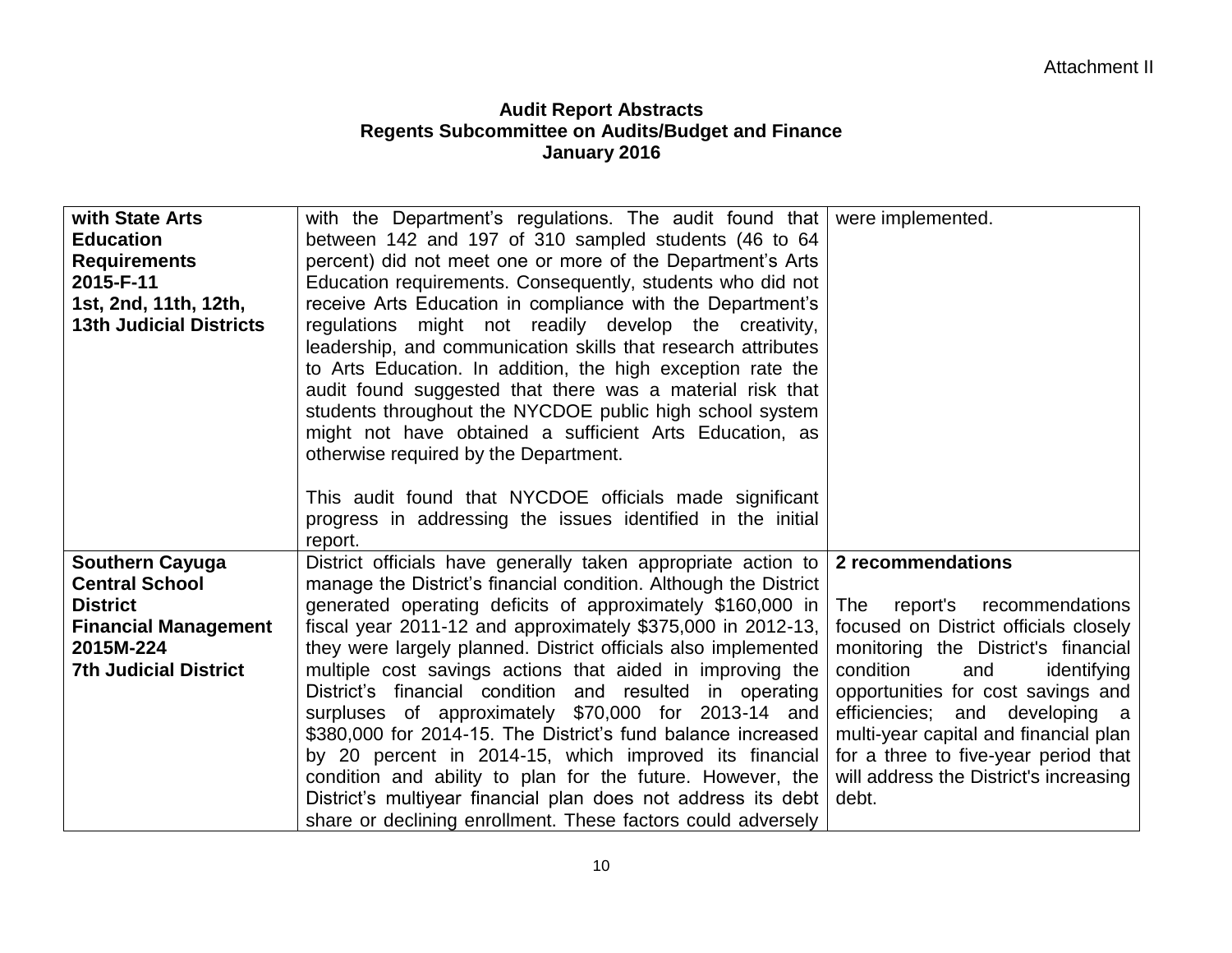Attachment II

**Audit Report Abstracts**
**Regents Subcommittee on Audits/Budget and Finance**
**January 2016**

| | | |
|---|---|---|
| **with State Arts Education Requirements 2015-F-11 1st, 2nd, 11th, 12th, 13th Judicial Districts** | with the Department's regulations. The audit found that between 142 and 197 of 310 sampled students (46 to 64 percent) did not meet one or more of the Department's Arts Education requirements. Consequently, students who did not receive Arts Education in compliance with the Department's regulations might not readily develop the creativity, leadership, and communication skills that research attributes to Arts Education. In addition, the high exception rate the audit found suggested that there was a material risk that students throughout the NYCDOE public high school system might not have obtained a sufficient Arts Education, as otherwise required by the Department.<br><br>This audit found that NYCDOE officials made significant progress in addressing the issues identified in the initial report. | were implemented. |
| **Southern Cayuga Central School District Financial Management 2015M-224 7th Judicial District** | District officials have generally taken appropriate action to manage the District's financial condition. Although the District generated operating deficits of approximately $160,000 in fiscal year 2011-12 and approximately $375,000 in 2012-13, they were largely planned. District officials also implemented multiple cost savings actions that aided in improving the District's financial condition and resulted in operating surpluses of approximately $70,000 for 2013-14 and $380,000 for 2014-15. The District's fund balance increased by 20 percent in 2014-15, which improved its financial condition and ability to plan for the future. However, the District's multiyear financial plan does not address its debt share or declining enrollment. These factors could adversely | **2 recommendations**<br><br>The report's recommendations focused on District officials closely monitoring the District's financial condition and identifying opportunities for cost savings and efficiencies; and developing a multi-year capital and financial plan for a three to five-year period that will address the District's increasing debt. |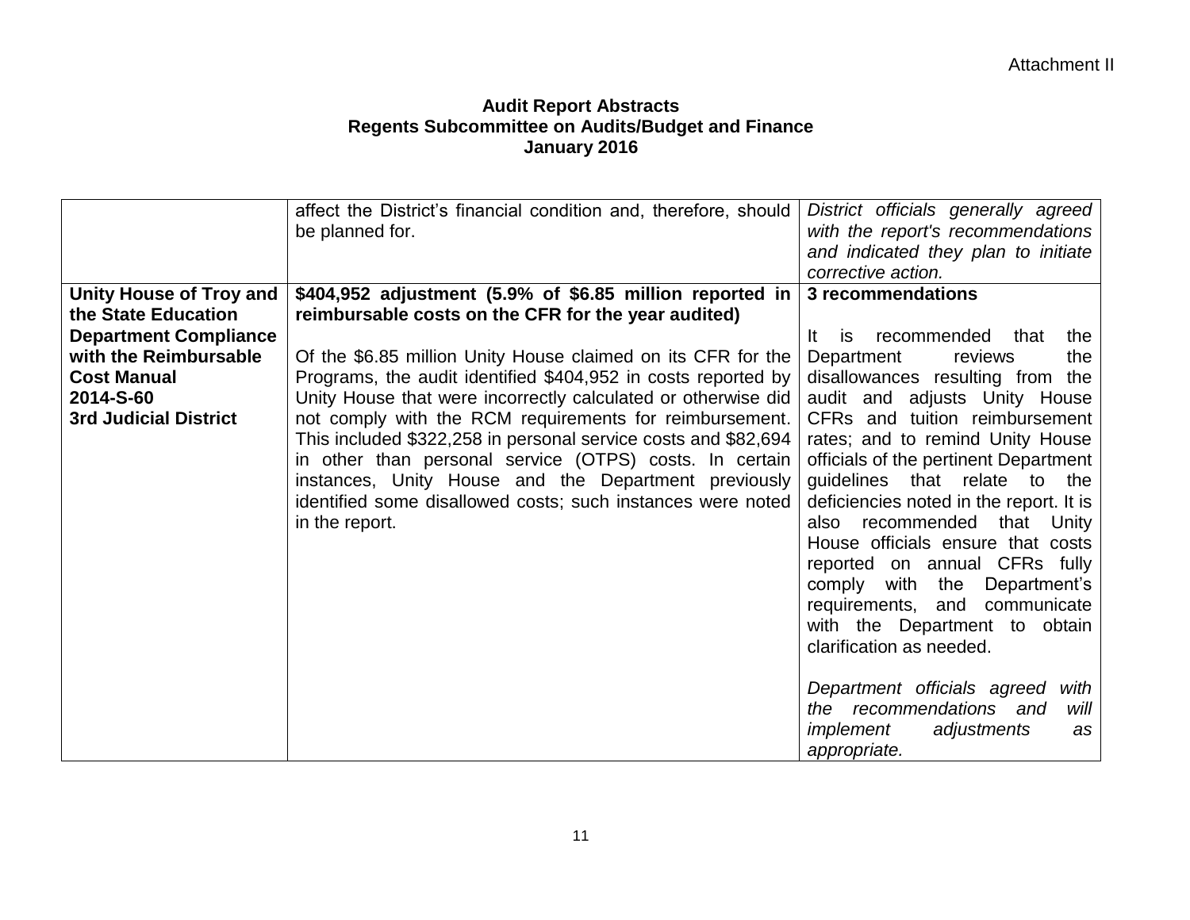Attachment II

**Audit Report Abstracts**
**Regents Subcommittee on Audits/Budget and Finance**
**January 2016**

| | | |
|---|---|---|
| | affect the District's financial condition and, therefore, should be planned for. | *District officials generally agreed with the report's recommendations and indicated they plan to initiate corrective action.* |
| **Unity House of Troy and the State Education Department Compliance with the Reimbursable Cost Manual**<br>**2014-S-60**<br>**3rd Judicial District** | **$404,952 adjustment (5.9% of $6.85 million reported in reimbursable costs on the CFR for the year audited)**<br><br>Of the $6.85 million Unity House claimed on its CFR for the Programs, the audit identified $404,952 in costs reported by Unity House that were incorrectly calculated or otherwise did not comply with the RCM requirements for reimbursement. This included $322,258 in personal service costs and $82,694 in other than personal service (OTPS) costs. In certain instances, Unity House and the Department previously identified some disallowed costs; such instances were noted in the report. | **3 recommendations**<br><br>It is recommended that the Department reviews the disallowances resulting from the audit and adjusts Unity House CFRs and tuition reimbursement rates; and to remind Unity House officials of the pertinent Department guidelines that relate to the deficiencies noted in the report. It is also recommended that Unity House officials ensure that costs reported on annual CFRs fully comply with the Department's requirements, and communicate with the Department to obtain clarification as needed.<br><br>*Department officials agreed with the recommendations and will implement adjustments as appropriate.* |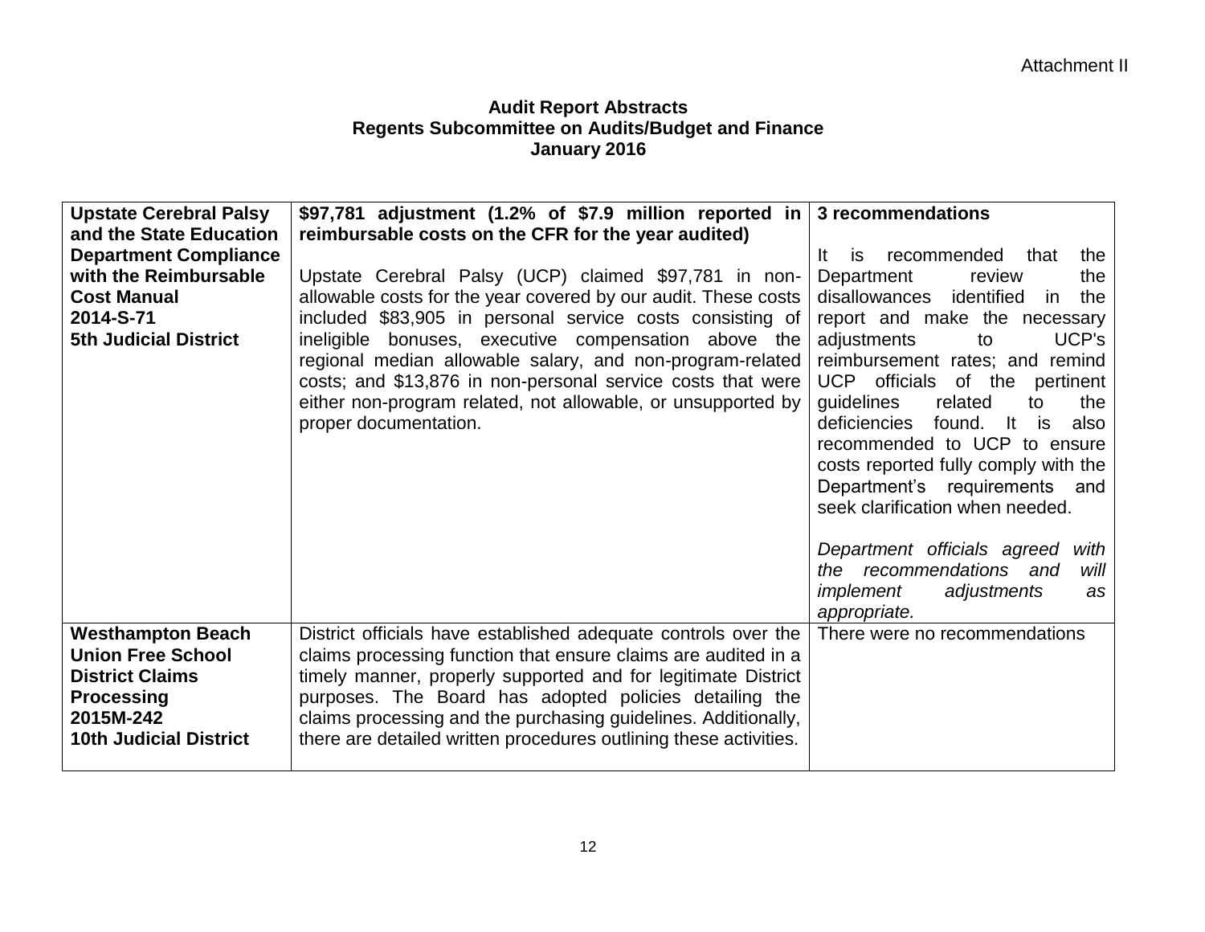Attachment II

## Audit Report Abstracts
## Regents Subcommittee on Audits/Budget and Finance
## January 2016

| | | |
|---|---|---|
| **Upstate Cerebral Palsy and the State Education Department Compliance with the Reimbursable Cost Manual**<br>**2014-S-71**<br>**5th Judicial District** | **$97,781 adjustment (1.2% of $7.9 million reported in reimbursable costs on the CFR for the year audited)**<br><br>Upstate Cerebral Palsy (UCP) claimed $97,781 in non-allowable costs for the year covered by our audit. These costs included $83,905 in personal service costs consisting of ineligible bonuses, executive compensation above the regional median allowable salary, and non-program-related costs; and $13,876 in non-personal service costs that were either non-program related, not allowable, or unsupported by proper documentation. | **3 recommendations**<br><br>It is recommended that the Department review the disallowances identified in the report and make the necessary adjustments to UCP's reimbursement rates; and remind UCP officials of the pertinent guidelines related to the deficiencies found. It is also recommended to UCP to ensure costs reported fully comply with the Department's requirements and seek clarification when needed.<br><br>*Department officials agreed with the recommendations and will implement adjustments as appropriate.* |
| **Westhampton Beach Union Free School District Claims Processing**<br>**2015M-242**<br>**10th Judicial District** | District officials have established adequate controls over the claims processing function that ensure claims are audited in a timely manner, properly supported and for legitimate District purposes. The Board has adopted policies detailing the claims processing and the purchasing guidelines. Additionally, there are detailed written procedures outlining these activities. | There were no recommendations |